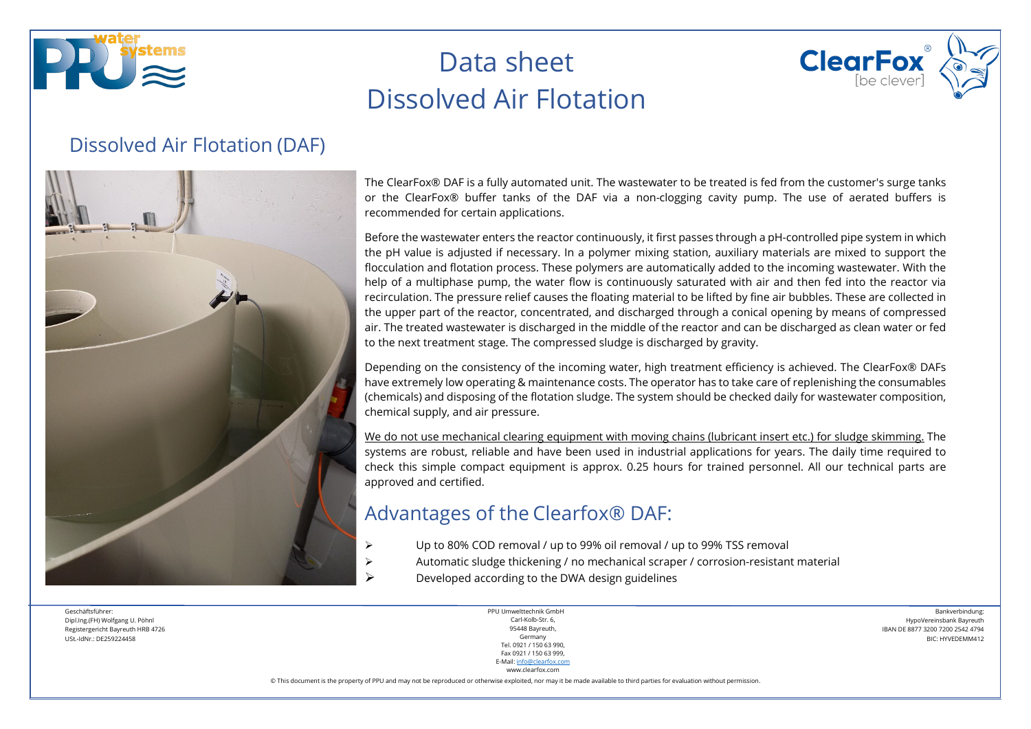# Data sheet
# Dissolved Air Flotation

## Dissolved Air Flotation (DAF)

The ClearFox® DAF is a fully automated unit. The wastewater to be treated is fed from the customer's surge tanks or the ClearFox® buffer tanks of the DAF via a non-clogging cavity pump. The use of aerated buffers is recommended for certain applications.

Before the wastewater enters the reactor continuously, it first passes through a pH-controlled pipe system in which the pH value is adjusted if necessary. In a polymer mixing station, auxiliary materials are mixed to support the flocculation and flotation process. These polymers are automatically added to the incoming wastewater. With the help of a multiphase pump, the water flow is continuously saturated with air and then fed into the reactor via recirculation. The pressure relief causes the floating material to be lifted by fine air bubbles. These are collected in the upper part of the reactor, concentrated, and discharged through a conical opening by means of compressed air. The treated wastewater is discharged in the middle of the reactor and can be discharged as clean water or fed to the next treatment stage. The compressed sludge is discharged by gravity.

Depending on the consistency of the incoming water, high treatment efficiency is achieved. The ClearFox® DAFs have extremely low operating & maintenance costs. The operator has to take care of replenishing the consumables (chemicals) and disposing of the flotation sludge. The system should be checked daily for wastewater composition, chemical supply, and air pressure.

We do not use mechanical clearing equipment with moving chains (lubricant insert etc.) for sludge skimming. The systems are robust, reliable and have been used in industrial applications for years. The daily time required to check this simple compact equipment is approx. 0.25 hours for trained personnel. All our technical parts are approved and certified.

## Advantages of the Clearfox® DAF:

- Up to 80% COD removal / up to 99% oil removal / up to 99% TSS removal
- Automatic sludge thickening / no mechanical scraper / corrosion-resistant material
- Developed according to the DWA design guidelines

Geschäftsführer:
Dipl.Ing.(FH) Wolfgang U. Pöhnl
Registergericht Bayreuth HRB 4726
USt.-IdNr.: DE259224458

PPU Umwelttechnik GmbH
Carl-Kolb-Str. 6,
95448 Bayreuth,
Germany
Tel. 0921 / 150 63 990,
Fax 0921 / 150 63 999,
E-Mail: info@clearfox.com
www.clearfox.com

Bankverbindung:
HypoVereinsbank Bayreuth
IBAN DE 8877 3200 7200 2542 4794
BIC: HYVEDEMM412

© This document is the property of PPU and may not be reproduced or otherwise exploited, nor may it be made available to third parties for evaluation without permission.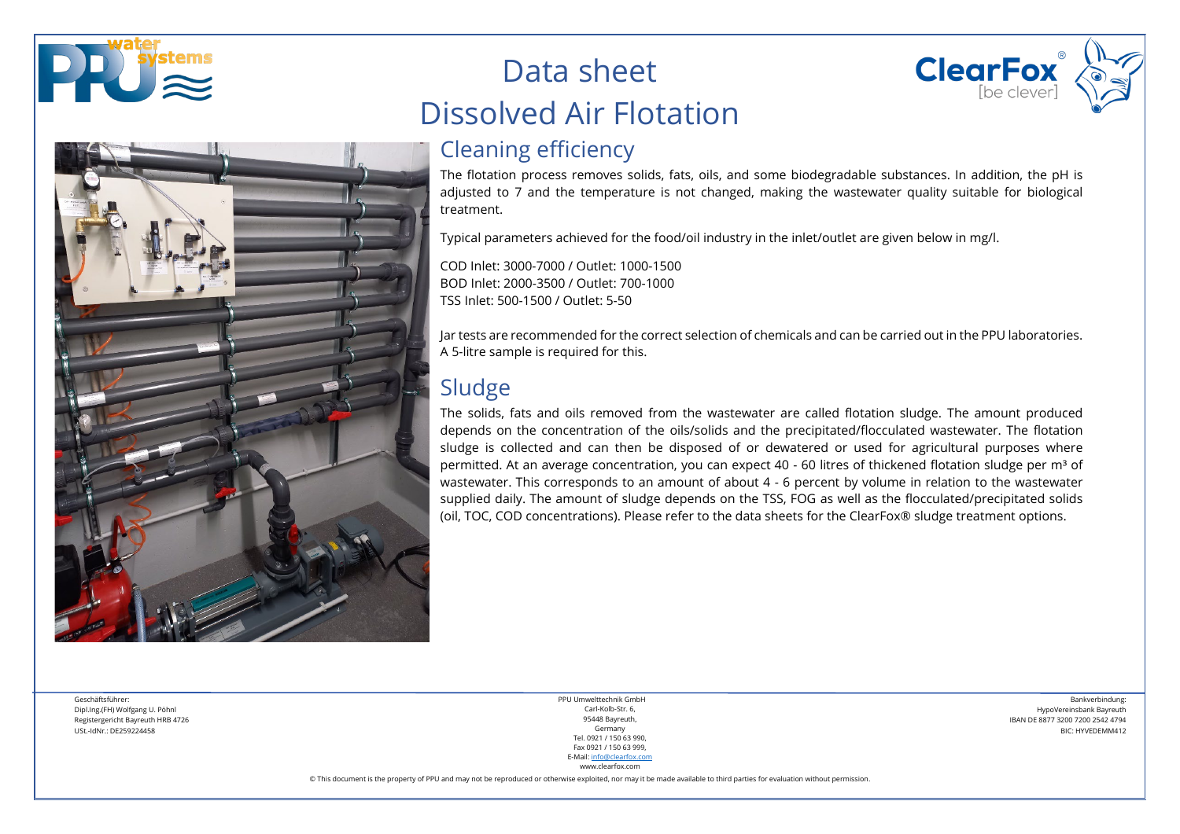# Data sheet
# Dissolved Air Flotation

## Cleaning efficiency

The flotation process removes solids, fats, oils, and some biodegradable substances. In addition, the pH is adjusted to 7 and the temperature is not changed, making the wastewater quality suitable for biological treatment.

Typical parameters achieved for the food/oil industry in the inlet/outlet are given below in mg/l.

COD Inlet: 3000-7000 / Outlet: 1000-1500
BOD Inlet: 2000-3500 / Outlet: 700-1000
TSS Inlet: 500-1500 / Outlet: 5-50

Jar tests are recommended for the correct selection of chemicals and can be carried out in the PPU laboratories. A 5-litre sample is required for this.

## Sludge

The solids, fats and oils removed from the wastewater are called flotation sludge. The amount produced depends on the concentration of the oils/solids and the precipitated/flocculated wastewater. The flotation sludge is collected and can then be disposed of or dewatered or used for agricultural purposes where permitted. At an average concentration, you can expect 40 - 60 litres of thickened flotation sludge per m³ of wastewater. This corresponds to an amount of about 4 - 6 percent by volume in relation to the wastewater supplied daily. The amount of sludge depends on the TSS, FOG as well as the flocculated/precipitated solids (oil, TOC, COD concentrations). Please refer to the data sheets for the ClearFox® sludge treatment options.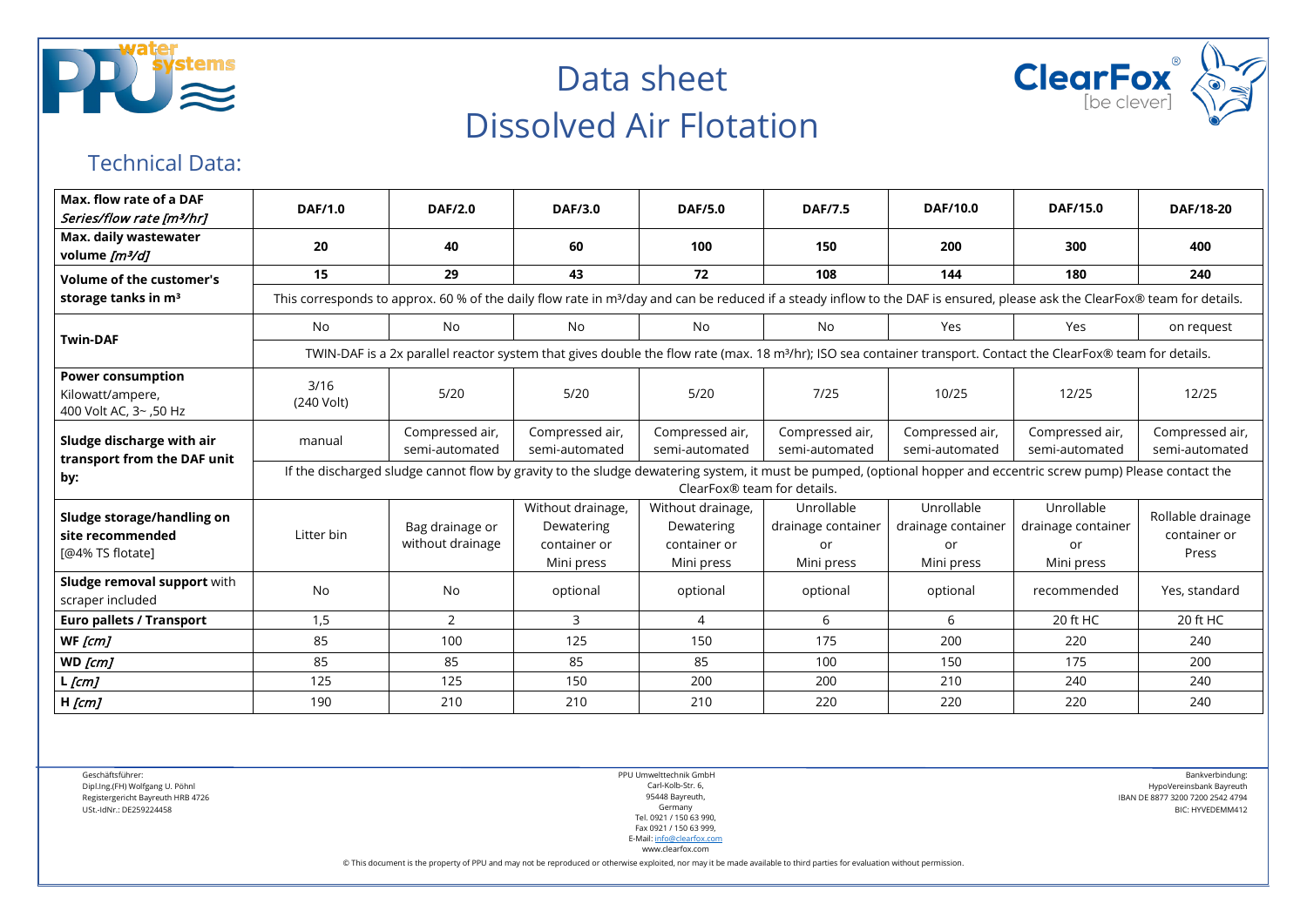# Data sheet Dissolved Air Flotation

## Technical Data:

| Max. flow rate of a DAF *Series/flow rate [m³/hr]* | DAF/1.0 | DAF/2.0 | DAF/3.0 | DAF/5.0 | DAF/7.5 | DAF/10.0 | DAF/15.0 | DAF/18-20 |
|---|---|---|---|---|---|---|---|---|
| **Max. daily wastewater volume** *[m³/d]* | **20** | **40** | **60** | **100** | **150** | **200** | **300** | **400** |
| **Volume of the customer's storage tanks in m³** | **15** | **29** | **43** | **72** | **108** | **144** | **180** | **240** |
| | This corresponds to approx. 60 % of the daily flow rate in m³/day and can be reduced if a steady inflow to the DAF is ensured, please ask the ClearFox® team for details. | | | | | | | |
| **Twin-DAF** | No | No | No | No | No | Yes | Yes | on request |
| | TWIN-DAF is a 2x parallel reactor system that gives double the flow rate (max. 18 m³/hr); ISO sea container transport. Contact the ClearFox® team for details. | | | | | | | |
| **Power consumption** Kilowatt/ampere, 400 Volt AC, 3~ ,50 Hz | 3/16 (240 Volt) | 5/20 | 5/20 | 5/20 | 7/25 | 10/25 | 12/25 | 12/25 |
| **Sludge discharge with air transport from the DAF unit by:** | manual | Compressed air, semi-automated | Compressed air, semi-automated | Compressed air, semi-automated | Compressed air, semi-automated | Compressed air, semi-automated | Compressed air, semi-automated | Compressed air, semi-automated |
| | If the discharged sludge cannot flow by gravity to the sludge dewatering system, it must be pumped, (optional hopper and eccentric screw pump) Please contact the ClearFox® team for details. | | | | | | | |
| **Sludge storage/handling on site recommended** [@4% TS flotate] | Litter bin | Bag drainage or without drainage | Without drainage, Dewatering container or Mini press | Without drainage, Dewatering container or Mini press | Unrollable drainage container or Mini press | Unrollable drainage container or Mini press | Unrollable drainage container or Mini press | Rollable drainage container or Press |
| **Sludge removal support** with scraper included | No | No | optional | optional | optional | optional | recommended | Yes, standard |
| **Euro pallets / Transport** | 1,5 | 2 | 3 | 4 | 6 | 6 | 20 ft HC | 20 ft HC |
| **WF** *[cm]* | 85 | 100 | 125 | 150 | 175 | 200 | 220 | 240 |
| **WD** *[cm]* | 85 | 85 | 85 | 85 | 100 | 150 | 175 | 200 |
| **L** *[cm]* | 125 | 125 | 150 | 200 | 200 | 210 | 240 | 240 |
| **H** *[cm]* | 190 | 210 | 210 | 210 | 220 | 220 | 220 | 240 |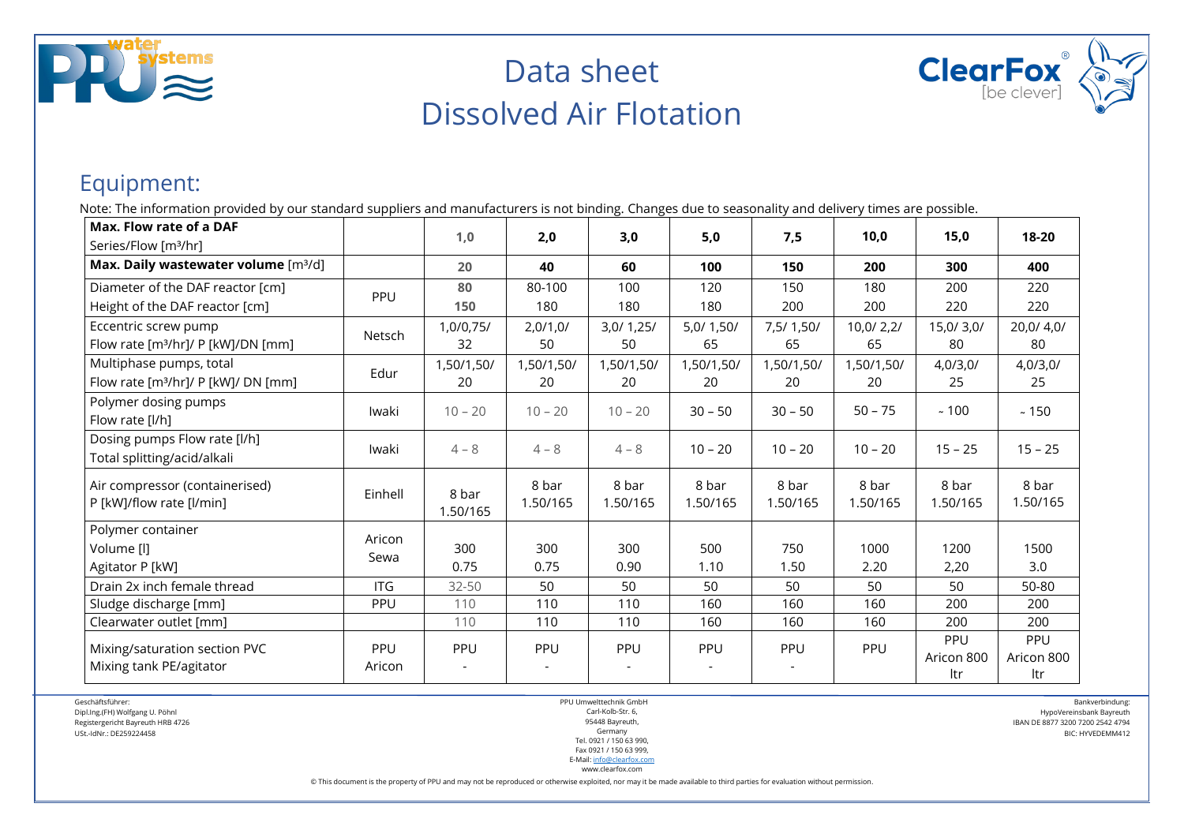# Data sheet
# Dissolved Air Flotation

## Equipment:

Note: The information provided by our standard suppliers and manufacturers is not binding. Changes due to seasonality and delivery times are possible.

| **Max. Flow rate of a DAF** Series/Flow [m³/hr] | | **1,0** | **2,0** | **3,0** | **5,0** | **7,5** | **10,0** | **15,0** | **18-20** |
|---|---|---|---|---|---|---|---|---|---|
| **Max. Daily wastewater volume** [m³/d] | | **20** | **40** | **60** | **100** | **150** | **200** | **300** | **400** |
| Diameter of the DAF reactor [cm] Height of the DAF reactor [cm] | PPU | **80** **150** | 80-100 180 | 100 180 | 120 180 | 150 200 | 180 200 | 200 220 | 220 220 |
| Eccentric screw pump Flow rate [m³/hr]/ P [kW]/DN [mm] | Netsch | 1,0/0,75/ 32 | 2,0/1,0/ 50 | 3,0/ 1,25/ 50 | 5,0/ 1,50/ 65 | 7,5/ 1,50/ 65 | 10,0/ 2,2/ 65 | 15,0/ 3,0/ 80 | 20,0/ 4,0/ 80 |
| Multiphase pumps, total Flow rate [m³/hr]/ P [kW]/ DN [mm] | Edur | 1,50/1,50/ 20 | 1,50/1,50/ 20 | 1,50/1,50/ 20 | 1,50/1,50/ 20 | 1,50/1,50/ 20 | 1,50/1,50/ 20 | 4,0/3,0/ 25 | 4,0/3,0/ 25 |
| Polymer dosing pumps Flow rate [l/h] | Iwaki | 10 – 20 | 10 – 20 | 10 – 20 | 30 – 50 | 30 – 50 | 50 – 75 | ~ 100 | ~ 150 |
| Dosing pumps Flow rate [l/h] Total splitting/acid/alkali | Iwaki | 4 – 8 | 4 – 8 | 4 – 8 | 10 – 20 | 10 – 20 | 10 – 20 | 15 – 25 | 15 – 25 |
| Air compressor (containerised) P [kW]/flow rate [l/min] | Einhell | 8 bar 1.50/165 | 8 bar 1.50/165 | 8 bar 1.50/165 | 8 bar 1.50/165 | 8 bar 1.50/165 | 8 bar 1.50/165 | 8 bar 1.50/165 | 8 bar 1.50/165 |
| Polymer container Volume [l] Agitator P [kW] | Aricon Sewa | 300 0.75 | 300 0.75 | 300 0.90 | 500 1.10 | 750 1.50 | 1000 2.20 | 1200 2,20 | 1500 3.0 |
| Drain 2x inch female thread | ITG | 32-50 | 50 | 50 | 50 | 50 | 50 | 50 | 50-80 |
| Sludge discharge [mm] | PPU | 110 | 110 | 110 | 160 | 160 | 160 | 200 | 200 |
| Clearwater outlet [mm] | | 110 | 110 | 110 | 160 | 160 | 160 | 200 | 200 |
| Mixing/saturation section PVC Mixing tank PE/agitator | PPU Aricon | PPU - | PPU - | PPU - | PPU - | PPU - | PPU | PPU Aricon 800 ltr | PPU Aricon 800 ltr |

Geschäftsführer:
Dipl.Ing.(FH) Wolfgang U. Pöhnl
Registergericht Bayreuth HRB 4726
USt.-IdNr.: DE259224458

PPU Umwelttechnik GmbH
Carl-Kolb-Str. 6,
95448 Bayreuth,
Germany
Tel. 0921 / 150 63 990,
Fax 0921 / 150 63 999,
E-Mail: info@clearfox.com
www.clearfox.com

Bankverbindung:
HypoVereinsbank Bayreuth
IBAN DE 8877 3200 7200 2542 4794
BIC: HYVEDEMM412

© This document is the property of PPU and may not be reproduced or otherwise exploited, nor may it be made available to third parties for evaluation without permission.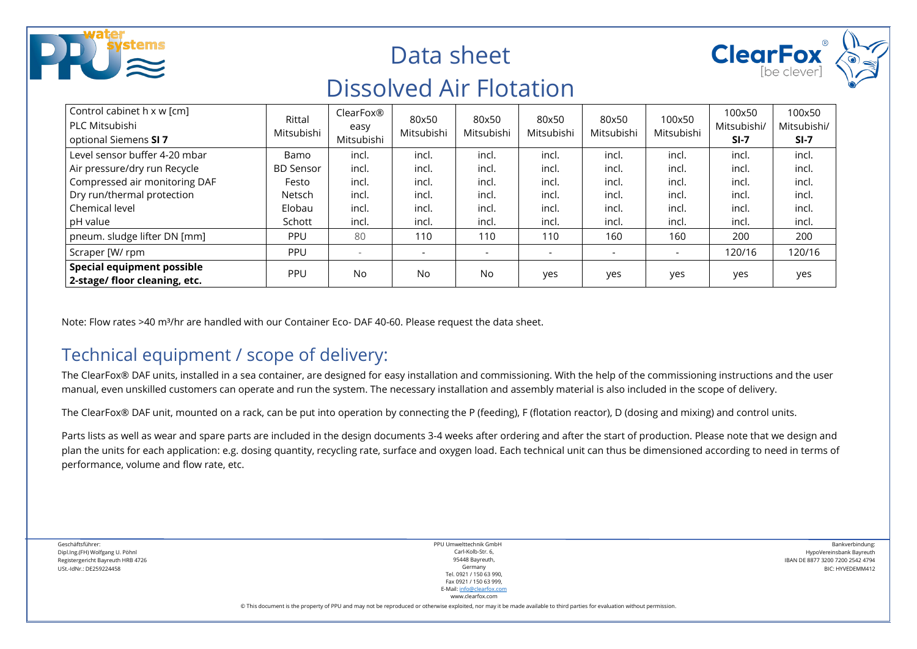# Data sheet
# Dissolved Air Flotation

| Control cabinet h x w [cm]<br>PLC Mitsubishi<br>optional Siemens **SI 7** | Rittal Mitsubishi | ClearFox® easy Mitsubishi | 80x50 Mitsubishi | 80x50 Mitsubishi | 80x50 Mitsubishi | 80x50 Mitsubishi | 100x50 Mitsubishi | 100x50 Mitsubishi/ **SI-7** | 100x50 Mitsubishi/ **SI-7** |
|---|---|---|---|---|---|---|---|---|---|
| Level sensor buffer 4-20 mbar | Bamo | incl. | incl. | incl. | incl. | incl. | incl. | incl. | incl. |
| Air pressure/dry run Recycle | BD Sensor | incl. | incl. | incl. | incl. | incl. | incl. | incl. | incl. |
| Compressed air monitoring DAF | Festo | incl. | incl. | incl. | incl. | incl. | incl. | incl. | incl. |
| Dry run/thermal protection | Netsch | incl. | incl. | incl. | incl. | incl. | incl. | incl. | incl. |
| Chemical level | Elobau | incl. | incl. | incl. | incl. | incl. | incl. | incl. | incl. |
| pH value | Schott | incl. | incl. | incl. | incl. | incl. | incl. | incl. | incl. |
| pneum. sludge lifter DN [mm] | PPU | 80 | 110 | 110 | 110 | 160 | 160 | 200 | 200 |
| Scraper [W/ rpm | PPU | - | - | - | - | - | - | 120/16 | 120/16 |
| **Special equipment possible 2-stage/ floor cleaning, etc.** | PPU | No | No | No | yes | yes | yes | yes | yes |

Note: Flow rates >40 m³/hr are handled with our Container Eco- DAF 40-60. Please request the data sheet.

## Technical equipment / scope of delivery:

The ClearFox® DAF units, installed in a sea container, are designed for easy installation and commissioning. With the help of the commissioning instructions and the user manual, even unskilled customers can operate and run the system. The necessary installation and assembly material is also included in the scope of delivery.

The ClearFox® DAF unit, mounted on a rack, can be put into operation by connecting the P (feeding), F (flotation reactor), D (dosing and mixing) and control units.

Parts lists as well as wear and spare parts are included in the design documents 3-4 weeks after ordering and after the start of production. Please note that we design and plan the units for each application: e.g. dosing quantity, recycling rate, surface and oxygen load. Each technical unit can thus be dimensioned according to need in terms of performance, volume and flow rate, etc.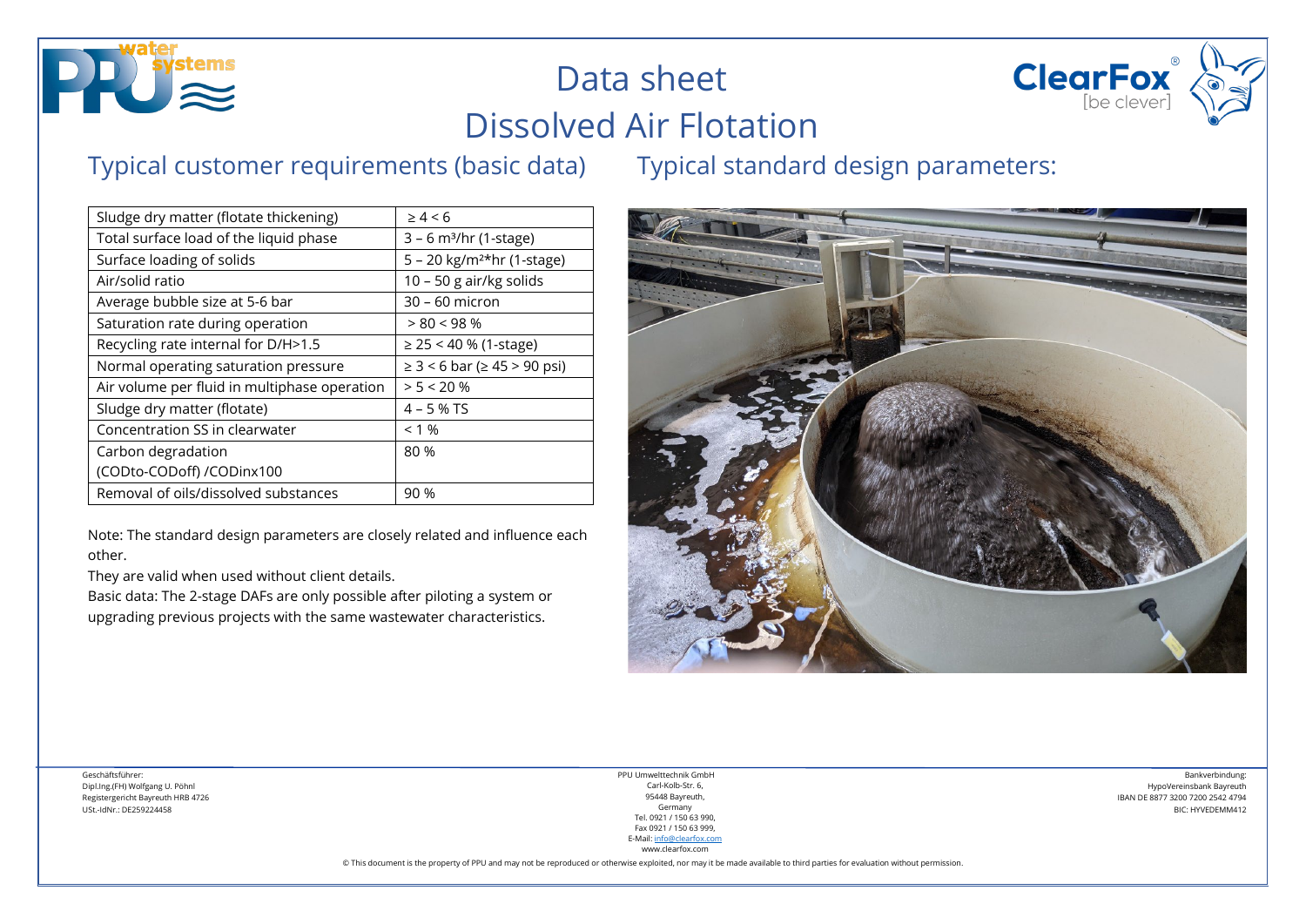# Data sheet
# Dissolved Air Flotation

## Typical customer requirements (basic data)

## Typical standard design parameters:

| Parameter | Value |
|---|---|
| Sludge dry matter (flotate thickening) | ≥ 4 < 6 |
| Total surface load of the liquid phase | 3 – 6 $m^3$/hr (1-stage) |
| Surface loading of solids | 5 – 20 kg/$m^2$*hr (1-stage) |
| Air/solid ratio | 10 – 50 g air/kg solids |
| Average bubble size at 5-6 bar | 30 – 60 micron |
| Saturation rate during operation | > 80 < 98 % |
| Recycling rate internal for D/H>1.5 | ≥ 25 < 40 % (1-stage) |
| Normal operating saturation pressure | ≥ 3 < 6 bar (≥ 45 > 90 psi) |
| Air volume per fluid in multiphase operation | > 5 < 20 % |
| Sludge dry matter (flotate) | 4 – 5 % TS |
| Concentration SS in clearwater | < 1 % |
| Carbon degradation (CODto-CODoff) /CODinx100 | 80 % |
| Removal of oils/dissolved substances | 90 % |

Note: The standard design parameters are closely related and influence each other.

They are valid when used without client details.

Basic data: The 2-stage DAFs are only possible after piloting a system or upgrading previous projects with the same wastewater characteristics.

Geschäftsführer:
Dipl.Ing.(FH) Wolfgang U. Pöhnl
Registergericht Bayreuth HRB 4726
USt.-IdNr.: DE259224458

PPU Umwelttechnik GmbH
Carl-Kolb-Str. 6,
95448 Bayreuth,
Germany
Tel. 0921 / 150 63 990,
Fax 0921 / 150 63 999,
E-Mail: info@clearfox.com
www.clearfox.com

Bankverbindung:
HypoVereinsbank Bayreuth
IBAN DE 8877 3200 7200 2542 4794
BIC: HYVEDEMM412

© This document is the property of PPU and may not be reproduced or otherwise exploited, nor may it be made available to third parties for evaluation without permission.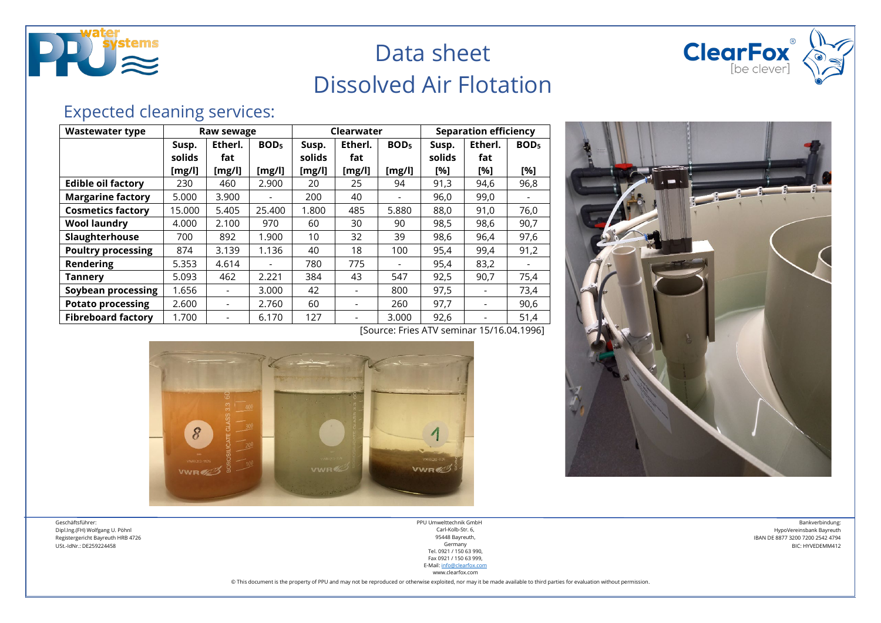# Data sheet
# Dissolved Air Flotation

## Expected cleaning services:

| Wastewater type | Raw sewage | | | Clearwater | | | Separation efficiency | | |
|---|---|---|---|---|---|---|---|---|---|
| | Susp. solids [mg/l] | Etherl. fat [mg/l] | $BOD_5$ [mg/l] | Susp. solids [mg/l] | Etherl. fat [mg/l] | $BOD_5$ [mg/l] | Susp. solids [%] | Etherl. fat [%] | $BOD_5$ [%] |
| **Edible oil factory** | 230 | 460 | 2.900 | 20 | 25 | 94 | 91,3 | 94,6 | 96,8 |
| **Margarine factory** | 5.000 | 3.900 | - | 200 | 40 | - | 96,0 | 99,0 | - |
| **Cosmetics factory** | 15.000 | 5.405 | 25.400 | 1.800 | 485 | 5.880 | 88,0 | 91,0 | 76,0 |
| **Wool laundry** | 4.000 | 2.100 | 970 | 60 | 30 | 90 | 98,5 | 98,6 | 90,7 |
| **Slaughterhouse** | 700 | 892 | 1.900 | 10 | 32 | 39 | 98,6 | 96,4 | 97,6 |
| **Poultry processing** | 874 | 3.139 | 1.136 | 40 | 18 | 100 | 95,4 | 99,4 | 91,2 |
| **Rendering** | 5.353 | 4.614 | - | 780 | 775 | - | 95,4 | 83,2 | - |
| **Tannery** | 5.093 | 462 | 2.221 | 384 | 43 | 547 | 92,5 | 90,7 | 75,4 |
| **Soybean processing** | 1.656 | - | 3.000 | 42 | - | 800 | 97,5 | - | 73,4 |
| **Potato processing** | 2.600 | - | 2.760 | 60 | - | 260 | 97,7 | - | 90,6 |
| **Fibreboard factory** | 1.700 | - | 6.170 | 127 | - | 3.000 | 92,6 | - | 51,4 |

[Source: Fries ATV seminar 15/16.04.1996]

Geschäftsführer:
Dipl.Ing.(FH) Wolfgang U. Pöhnl
Registergericht Bayreuth HRB 4726
USt.-IdNr.: DE259224458

PPU Umwelttechnik GmbH
Carl-Kolb-Str. 6,
95448 Bayreuth,
Germany
Tel. 0921 / 150 63 990,
Fax 0921 / 150 63 999,
E-Mail: info@clearfox.com
www.clearfox.com

Bankverbindung:
HypoVereinsbank Bayreuth
IBAN DE 8877 3200 7200 2542 4794
BIC: HYVEDEMM412

© This document is the property of PPU and may not be reproduced or otherwise exploited, nor may it be made available to third parties for evaluation without permission.